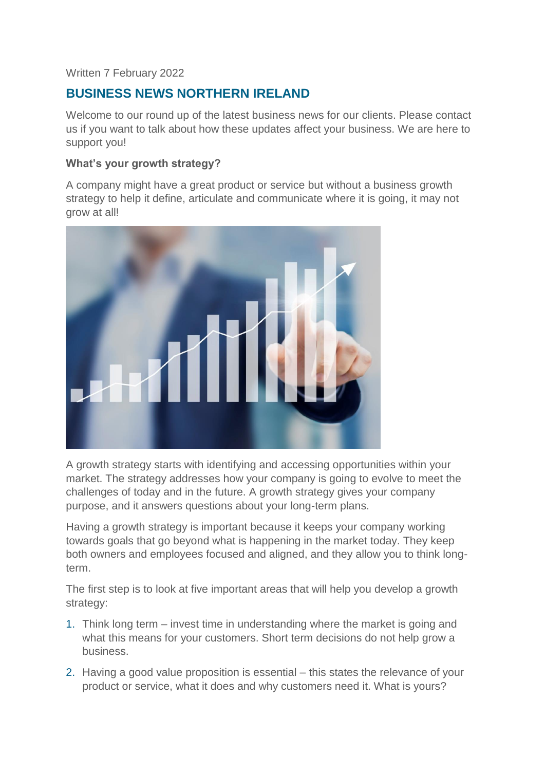Written 7 February 2022

## BUSINESS NEWS NORTHERN IRELAND

Welcome to our round up of the latest business news for our clients. Please contact us if you want to talk about how these updates affect your business. We are here to support you!

**What's your growth strategy?**

A company might have a great product or service but without a business growth strategy to help it define, articulate and communicate where it is going, it may not grow at all!

A growth strategy starts with identifying and accessing opportunities within your market. The strategy addresses how your company is going to evolve to meet the challenges of today and in the future. A growth strategy gives your company purpose, and it answers questions about your long-term plans.

Having a growth strategy is important because it keeps your company working towards goals that go beyond what is happening in the market today. They keep both owners and employees focused and aligned, and they allow you to think long-term.

The first step is to look at five important areas that will help you develop a growth strategy:

1. Think long term – invest time in understanding where the market is going and what this means for your customers. Short term decisions do not help grow a business.
2. Having a good value proposition is essential – this states the relevance of your product or service, what it does and why customers need it. What is yours?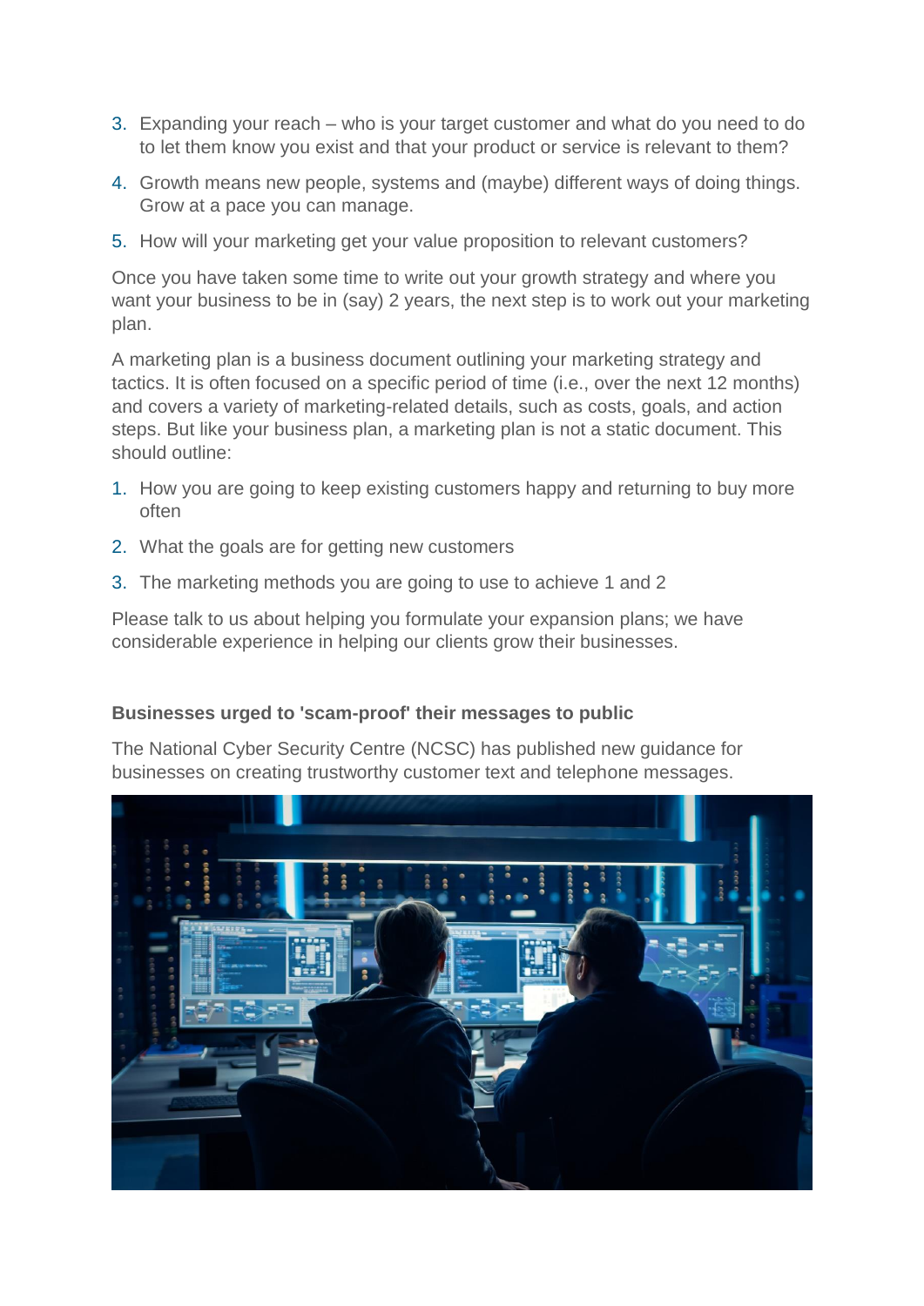3. Expanding your reach – who is your target customer and what do you need to do to let them know you exist and that your product or service is relevant to them?
4. Growth means new people, systems and (maybe) different ways of doing things. Grow at a pace you can manage.
5. How will your marketing get your value proposition to relevant customers?

Once you have taken some time to write out your growth strategy and where you want your business to be in (say) 2 years, the next step is to work out your marketing plan.

A marketing plan is a business document outlining your marketing strategy and tactics. It is often focused on a specific period of time (i.e., over the next 12 months) and covers a variety of marketing-related details, such as costs, goals, and action steps. But like your business plan, a marketing plan is not a static document. This should outline:

1. How you are going to keep existing customers happy and returning to buy more often
2. What the goals are for getting new customers
3. The marketing methods you are going to use to achieve 1 and 2

Please talk to us about helping you formulate your expansion plans; we have considerable experience in helping our clients grow their businesses.

**Businesses urged to 'scam-proof' their messages to public**

The National Cyber Security Centre (NCSC) has published new guidance for businesses on creating trustworthy customer text and telephone messages.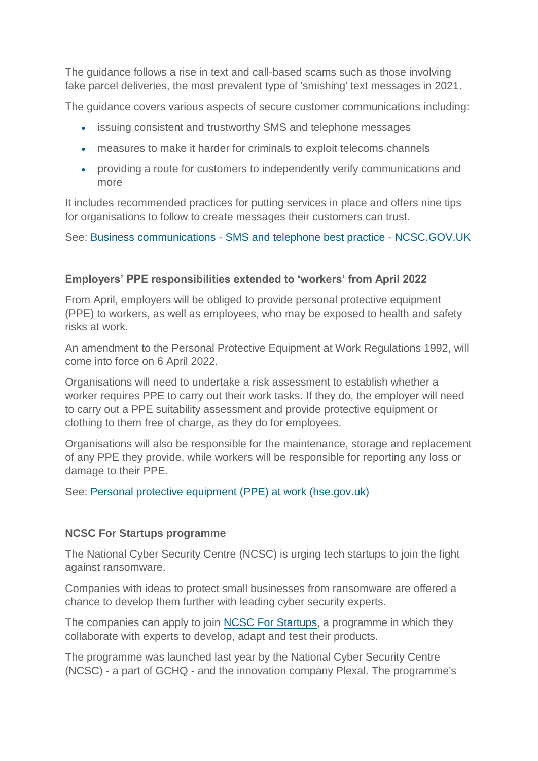The guidance follows a rise in text and call-based scams such as those involving fake parcel deliveries, the most prevalent type of 'smishing' text messages in 2021.

The guidance covers various aspects of secure customer communications including:

- issuing consistent and trustworthy SMS and telephone messages
- measures to make it harder for criminals to exploit telecoms channels
- providing a route for customers to independently verify communications and more

It includes recommended practices for putting services in place and offers nine tips for organisations to follow to create messages their customers can trust.

See: [Business communications - SMS and telephone best practice - NCSC.GOV.UK]()

### Employers' PPE responsibilities extended to 'workers' from April 2022

From April, employers will be obliged to provide personal protective equipment (PPE) to workers, as well as employees, who may be exposed to health and safety risks at work.

An amendment to the Personal Protective Equipment at Work Regulations 1992, will come into force on 6 April 2022.

Organisations will need to undertake a risk assessment to establish whether a worker requires PPE to carry out their work tasks. If they do, the employer will need to carry out a PPE suitability assessment and provide protective equipment or clothing to them free of charge, as they do for employees.

Organisations will also be responsible for the maintenance, storage and replacement of any PPE they provide, while workers will be responsible for reporting any loss or damage to their PPE.

See: [Personal protective equipment (PPE) at work (hse.gov.uk)]()

### NCSC For Startups programme

The National Cyber Security Centre (NCSC) is urging tech startups to join the fight against ransomware.

Companies with ideas to protect small businesses from ransomware are offered a chance to develop them further with leading cyber security experts.

The companies can apply to join [NCSC For Startups](), a programme in which they collaborate with experts to develop, adapt and test their products.

The programme was launched last year by the National Cyber Security Centre (NCSC) - a part of GCHQ - and the innovation company Plexal. The programme's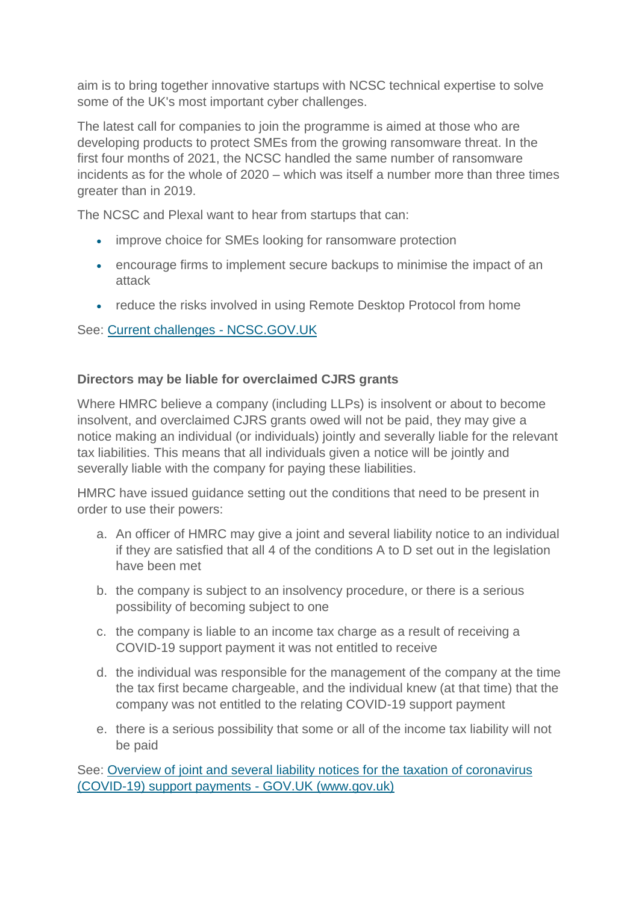aim is to bring together innovative startups with NCSC technical expertise to solve some of the UK's most important cyber challenges.

The latest call for companies to join the programme is aimed at those who are developing products to protect SMEs from the growing ransomware threat. In the first four months of 2021, the NCSC handled the same number of ransomware incidents as for the whole of 2020 – which was itself a number more than three times greater than in 2019.

The NCSC and Plexal want to hear from startups that can:

- improve choice for SMEs looking for ransomware protection
- encourage firms to implement secure backups to minimise the impact of an attack
- reduce the risks involved in using Remote Desktop Protocol from home

See: [Current challenges - NCSC.GOV.UK]

**Directors may be liable for overclaimed CJRS grants**

Where HMRC believe a company (including LLPs) is insolvent or about to become insolvent, and overclaimed CJRS grants owed will not be paid, they may give a notice making an individual (or individuals) jointly and severally liable for the relevant tax liabilities. This means that all individuals given a notice will be jointly and severally liable with the company for paying these liabilities.

HMRC have issued guidance setting out the conditions that need to be present in order to use their powers:

a. An officer of HMRC may give a joint and several liability notice to an individual if they are satisfied that all 4 of the conditions A to D set out in the legislation have been met
b. the company is subject to an insolvency procedure, or there is a serious possibility of becoming subject to one
c. the company is liable to an income tax charge as a result of receiving a COVID-19 support payment it was not entitled to receive
d. the individual was responsible for the management of the company at the time the tax first became chargeable, and the individual knew (at that time) that the company was not entitled to the relating COVID-19 support payment
e. there is a serious possibility that some or all of the income tax liability will not be paid

See: [Overview of joint and several liability notices for the taxation of coronavirus (COVID-19) support payments - GOV.UK (www.gov.uk)]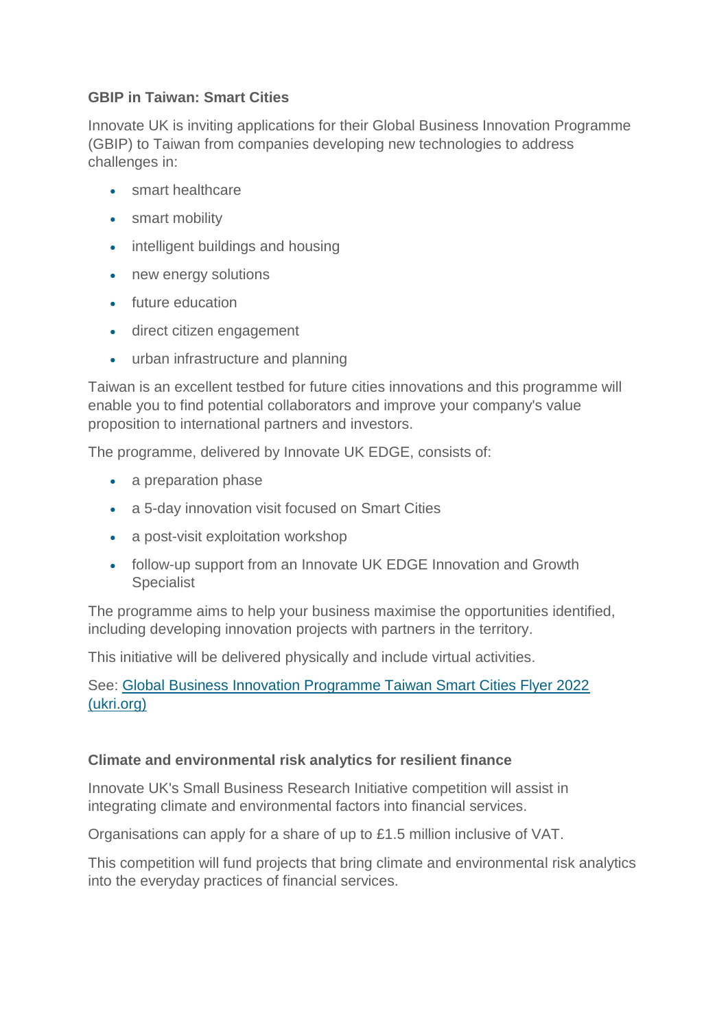**GBIP in Taiwan: Smart Cities**

Innovate UK is inviting applications for their Global Business Innovation Programme (GBIP) to Taiwan from companies developing new technologies to address challenges in:

- smart healthcare
- smart mobility
- intelligent buildings and housing
- new energy solutions
- future education
- direct citizen engagement
- urban infrastructure and planning

Taiwan is an excellent testbed for future cities innovations and this programme will enable you to find potential collaborators and improve your company's value proposition to international partners and investors.

The programme, delivered by Innovate UK EDGE, consists of:

- a preparation phase
- a 5-day innovation visit focused on Smart Cities
- a post-visit exploitation workshop
- follow-up support from an Innovate UK EDGE Innovation and Growth Specialist

The programme aims to help your business maximise the opportunities identified, including developing innovation projects with partners in the territory.

This initiative will be delivered physically and include virtual activities.

See: [Global Business Innovation Programme Taiwan Smart Cities Flyer 2022 (ukri.org)]()

**Climate and environmental risk analytics for resilient finance**

Innovate UK's Small Business Research Initiative competition will assist in integrating climate and environmental factors into financial services.

Organisations can apply for a share of up to £1.5 million inclusive of VAT.

This competition will fund projects that bring climate and environmental risk analytics into the everyday practices of financial services.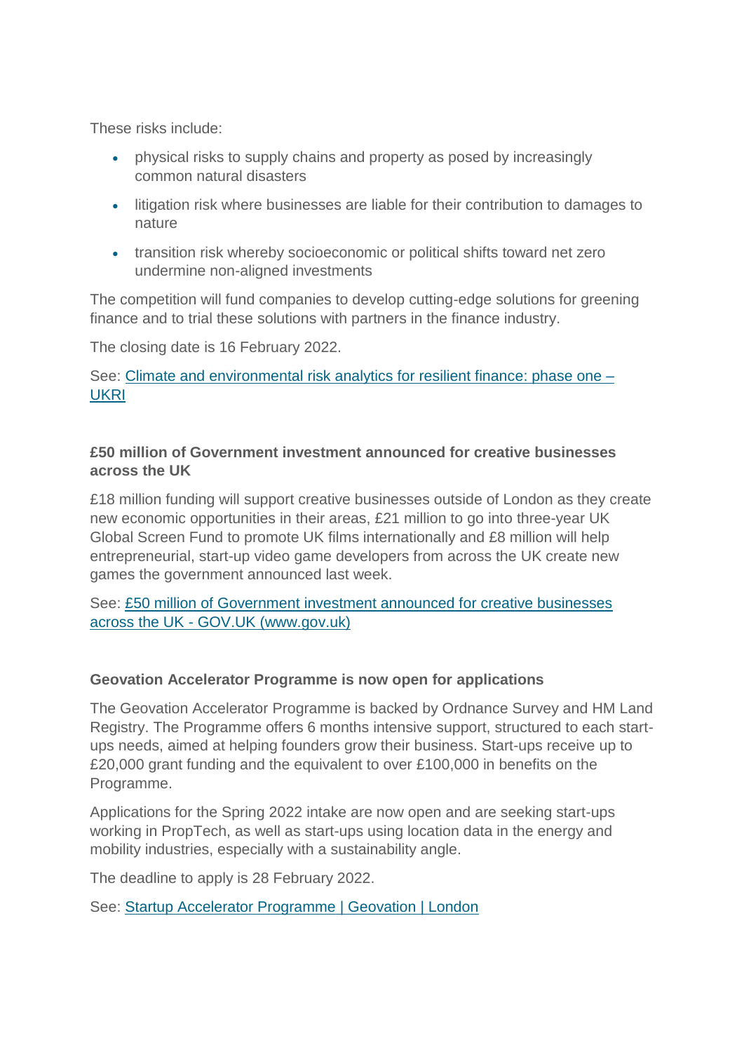These risks include:

- physical risks to supply chains and property as posed by increasingly common natural disasters
- litigation risk where businesses are liable for their contribution to damages to nature
- transition risk whereby socioeconomic or political shifts toward net zero undermine non-aligned investments

The competition will fund companies to develop cutting-edge solutions for greening finance and to trial these solutions with partners in the finance industry.

The closing date is 16 February 2022.

See: [Climate and environmental risk analytics for resilient finance: phase one – UKRI]()

**£50 million of Government investment announced for creative businesses across the UK**

£18 million funding will support creative businesses outside of London as they create new economic opportunities in their areas, £21 million to go into three-year UK Global Screen Fund to promote UK films internationally and £8 million will help entrepreneurial, start-up video game developers from across the UK create new games the government announced last week.

See: [£50 million of Government investment announced for creative businesses across the UK - GOV.UK (www.gov.uk)]()

**Geovation Accelerator Programme is now open for applications**

The Geovation Accelerator Programme is backed by Ordnance Survey and HM Land Registry. The Programme offers 6 months intensive support, structured to each start-ups needs, aimed at helping founders grow their business. Start-ups receive up to £20,000 grant funding and the equivalent to over £100,000 in benefits on the Programme.

Applications for the Spring 2022 intake are now open and are seeking start-ups working in PropTech, as well as start-ups using location data in the energy and mobility industries, especially with a sustainability angle.

The deadline to apply is 28 February 2022.

See: [Startup Accelerator Programme | Geovation | London]()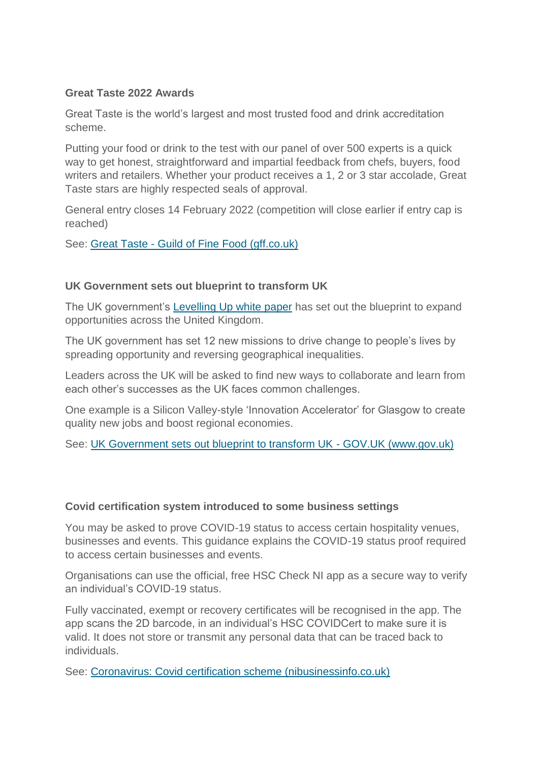**Great Taste 2022 Awards**

Great Taste is the world's largest and most trusted food and drink accreditation scheme.

Putting your food or drink to the test with our panel of over 500 experts is a quick way to get honest, straightforward and impartial feedback from chefs, buyers, food writers and retailers. Whether your product receives a 1, 2 or 3 star accolade, Great Taste stars are highly respected seals of approval.

General entry closes 14 February 2022 (competition will close earlier if entry cap is reached)

See: Great Taste - Guild of Fine Food (gff.co.uk)

**UK Government sets out blueprint to transform UK**

The UK government's Levelling Up white paper has set out the blueprint to expand opportunities across the United Kingdom.

The UK government has set 12 new missions to drive change to people's lives by spreading opportunity and reversing geographical inequalities.

Leaders across the UK will be asked to find new ways to collaborate and learn from each other's successes as the UK faces common challenges.

One example is a Silicon Valley-style 'Innovation Accelerator' for Glasgow to create quality new jobs and boost regional economies.

See: UK Government sets out blueprint to transform UK - GOV.UK (www.gov.uk)

**Covid certification system introduced to some business settings**

You may be asked to prove COVID-19 status to access certain hospitality venues, businesses and events. This guidance explains the COVID-19 status proof required to access certain businesses and events.

Organisations can use the official, free HSC Check NI app as a secure way to verify an individual's COVID-19 status.

Fully vaccinated, exempt or recovery certificates will be recognised in the app. The app scans the 2D barcode, in an individual's HSC COVIDCert to make sure it is valid. It does not store or transmit any personal data that can be traced back to individuals.

See: Coronavirus: Covid certification scheme (nibusinessinfo.co.uk)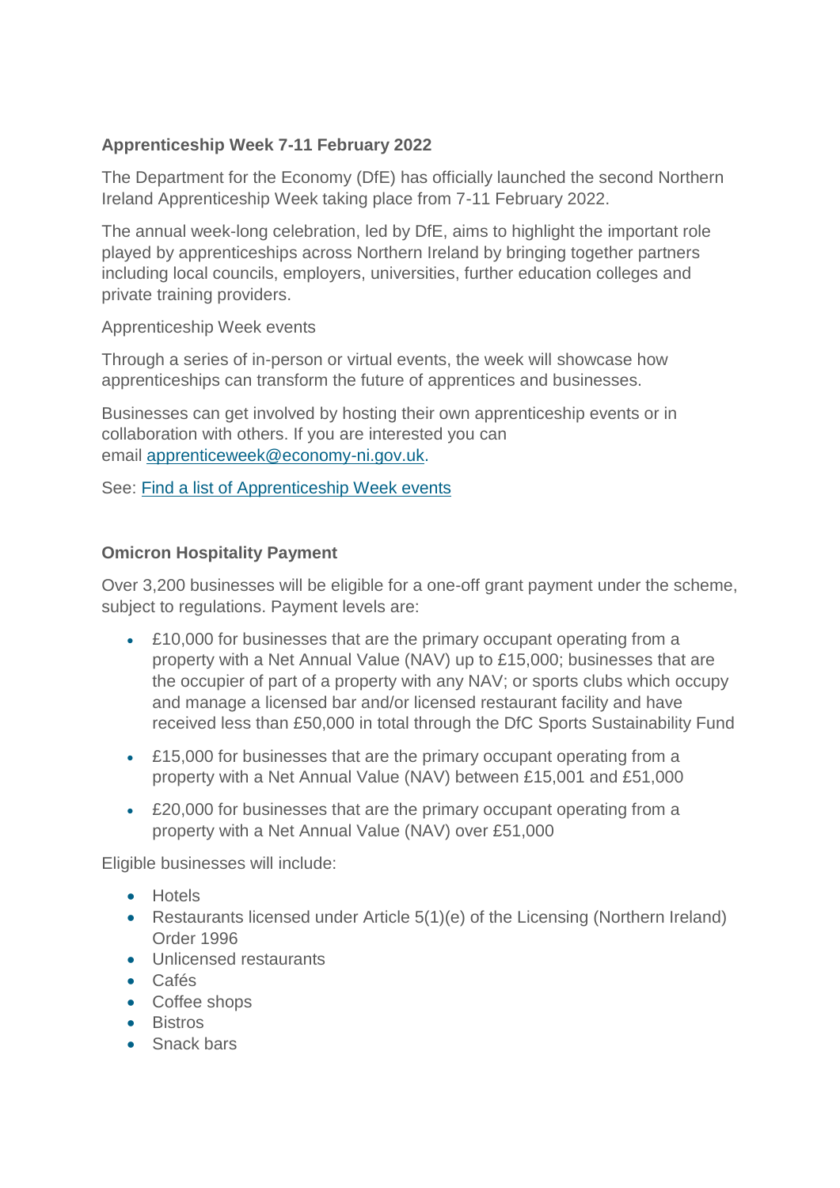**Apprenticeship Week 7-11 February 2022**

The Department for the Economy (DfE) has officially launched the second Northern Ireland Apprenticeship Week taking place from 7-11 February 2022.

The annual week-long celebration, led by DfE, aims to highlight the important role played by apprenticeships across Northern Ireland by bringing together partners including local councils, employers, universities, further education colleges and private training providers.

Apprenticeship Week events

Through a series of in-person or virtual events, the week will showcase how apprenticeships can transform the future of apprentices and businesses.

Businesses can get involved by hosting their own apprenticeship events or in collaboration with others. If you are interested you can email [apprenticeweek@economy-ni.gov.uk](mailto:apprenticeweek@economy-ni.gov.uk).

See: [Find a list of Apprenticeship Week events]()

**Omicron Hospitality Payment**

Over 3,200 businesses will be eligible for a one-off grant payment under the scheme, subject to regulations. Payment levels are:

- £10,000 for businesses that are the primary occupant operating from a property with a Net Annual Value (NAV) up to £15,000; businesses that are the occupier of part of a property with any NAV; or sports clubs which occupy and manage a licensed bar and/or licensed restaurant facility and have received less than £50,000 in total through the DfC Sports Sustainability Fund
- £15,000 for businesses that are the primary occupant operating from a property with a Net Annual Value (NAV) between £15,001 and £51,000
- £20,000 for businesses that are the primary occupant operating from a property with a Net Annual Value (NAV) over £51,000

Eligible businesses will include:

- Hotels
- Restaurants licensed under Article 5(1)(e) of the Licensing (Northern Ireland) Order 1996
- Unlicensed restaurants
- Cafés
- Coffee shops
- Bistros
- Snack bars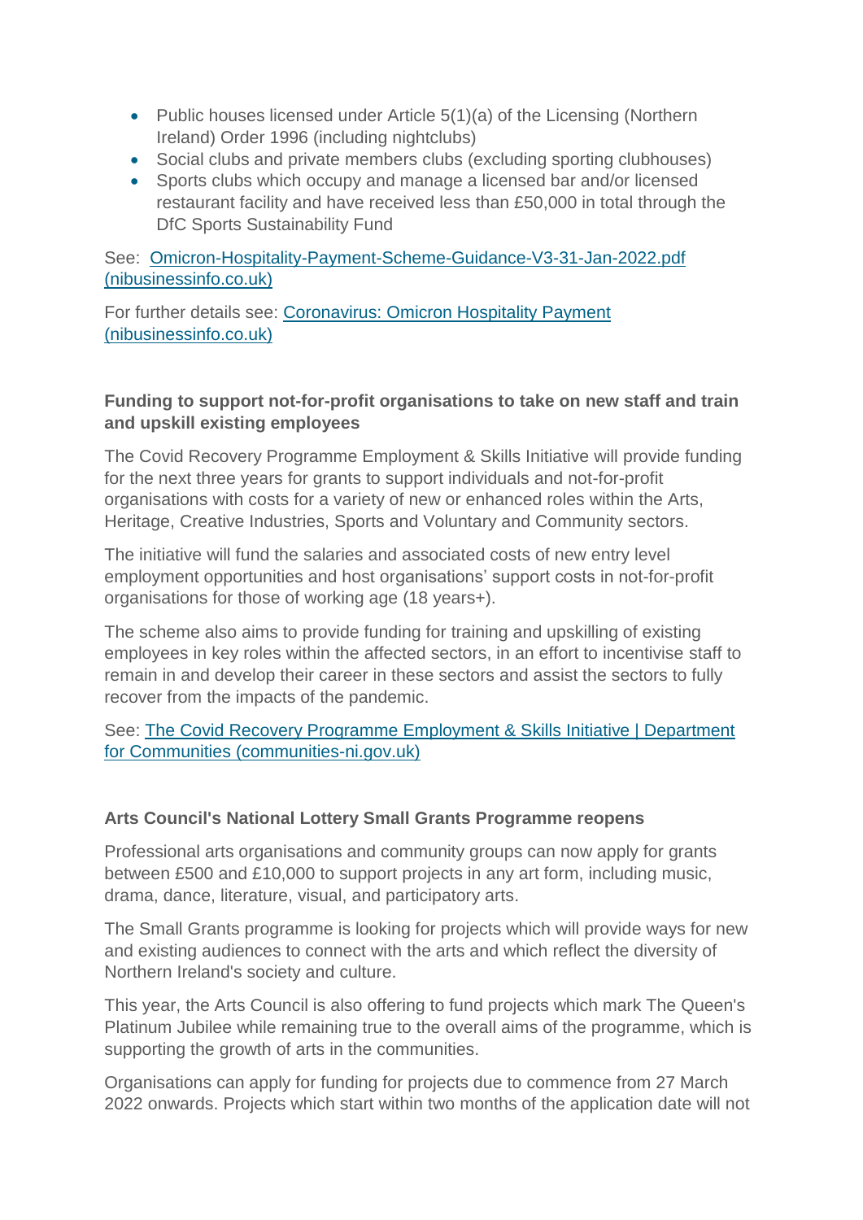- Public houses licensed under Article 5(1)(a) of the Licensing (Northern Ireland) Order 1996 (including nightclubs)
- Social clubs and private members clubs (excluding sporting clubhouses)
- Sports clubs which occupy and manage a licensed bar and/or licensed restaurant facility and have received less than £50,000 in total through the DfC Sports Sustainability Fund

See: Omicron-Hospitality-Payment-Scheme-Guidance-V3-31-Jan-2022.pdf (nibusinessinfo.co.uk)

For further details see: Coronavirus: Omicron Hospitality Payment (nibusinessinfo.co.uk)

**Funding to support not-for-profit organisations to take on new staff and train and upskill existing employees**

The Covid Recovery Programme Employment & Skills Initiative will provide funding for the next three years for grants to support individuals and not-for-profit organisations with costs for a variety of new or enhanced roles within the Arts, Heritage, Creative Industries, Sports and Voluntary and Community sectors.

The initiative will fund the salaries and associated costs of new entry level employment opportunities and host organisations' support costs in not-for-profit organisations for those of working age (18 years+).

The scheme also aims to provide funding for training and upskilling of existing employees in key roles within the affected sectors, in an effort to incentivise staff to remain in and develop their career in these sectors and assist the sectors to fully recover from the impacts of the pandemic.

See: The Covid Recovery Programme Employment & Skills Initiative | Department for Communities (communities-ni.gov.uk)

**Arts Council's National Lottery Small Grants Programme reopens**

Professional arts organisations and community groups can now apply for grants between £500 and £10,000 to support projects in any art form, including music, drama, dance, literature, visual, and participatory arts.

The Small Grants programme is looking for projects which will provide ways for new and existing audiences to connect with the arts and which reflect the diversity of Northern Ireland's society and culture.

This year, the Arts Council is also offering to fund projects which mark The Queen's Platinum Jubilee while remaining true to the overall aims of the programme, which is supporting the growth of arts in the communities.

Organisations can apply for funding for projects due to commence from 27 March 2022 onwards. Projects which start within two months of the application date will not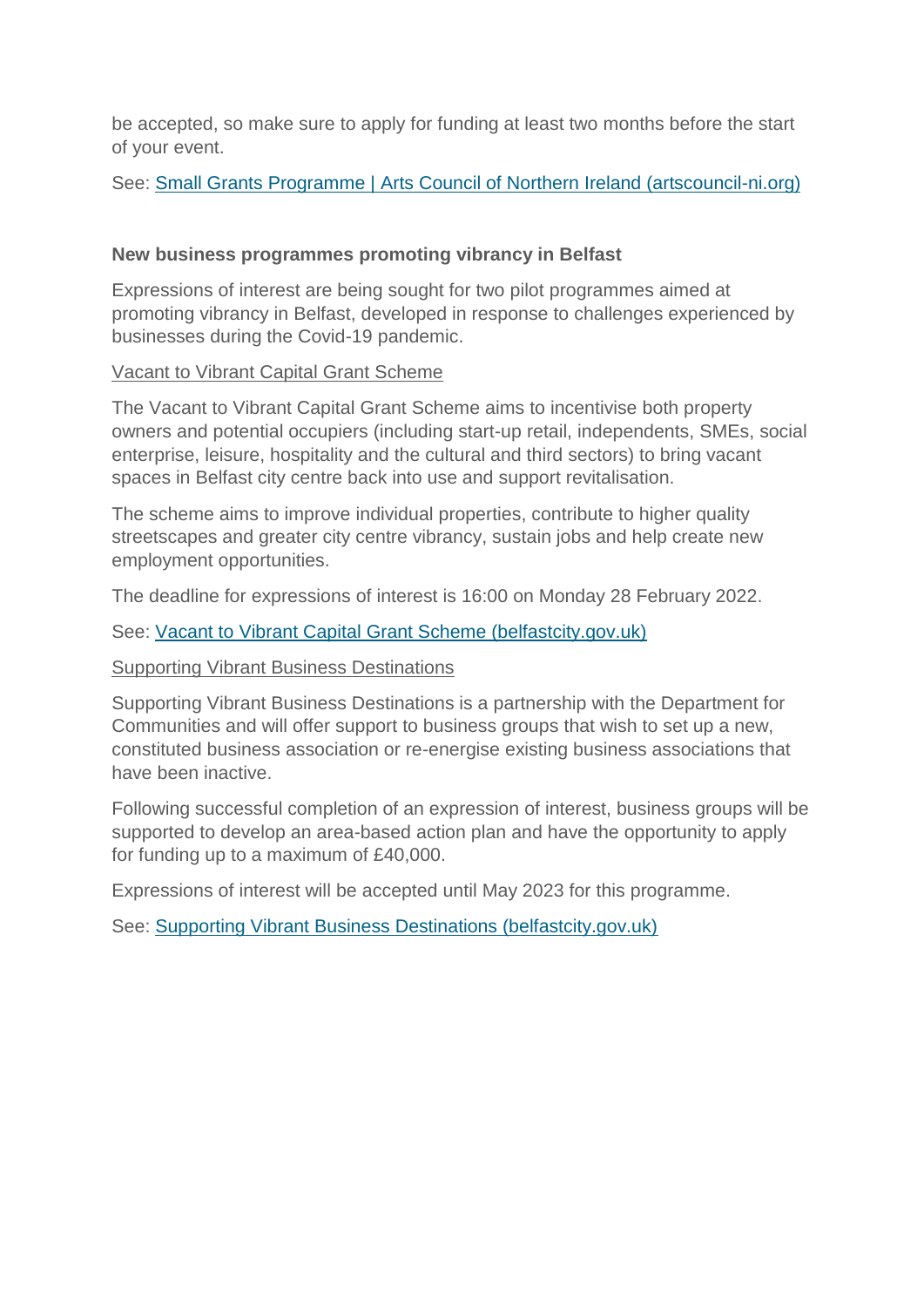be accepted, so make sure to apply for funding at least two months before the start of your event.

See: [Small Grants Programme | Arts Council of Northern Ireland (artscouncil-ni.org)]

**New business programmes promoting vibrancy in Belfast**

Expressions of interest are being sought for two pilot programmes aimed at promoting vibrancy in Belfast, developed in response to challenges experienced by businesses during the Covid-19 pandemic.

Vacant to Vibrant Capital Grant Scheme

The Vacant to Vibrant Capital Grant Scheme aims to incentivise both property owners and potential occupiers (including start-up retail, independents, SMEs, social enterprise, leisure, hospitality and the cultural and third sectors) to bring vacant spaces in Belfast city centre back into use and support revitalisation.

The scheme aims to improve individual properties, contribute to higher quality streetscapes and greater city centre vibrancy, sustain jobs and help create new employment opportunities.

The deadline for expressions of interest is 16:00 on Monday 28 February 2022.

See: [Vacant to Vibrant Capital Grant Scheme (belfastcity.gov.uk)]

Supporting Vibrant Business Destinations

Supporting Vibrant Business Destinations is a partnership with the Department for Communities and will offer support to business groups that wish to set up a new, constituted business association or re-energise existing business associations that have been inactive.

Following successful completion of an expression of interest, business groups will be supported to develop an area-based action plan and have the opportunity to apply for funding up to a maximum of £40,000.

Expressions of interest will be accepted until May 2023 for this programme.

See: [Supporting Vibrant Business Destinations (belfastcity.gov.uk)]